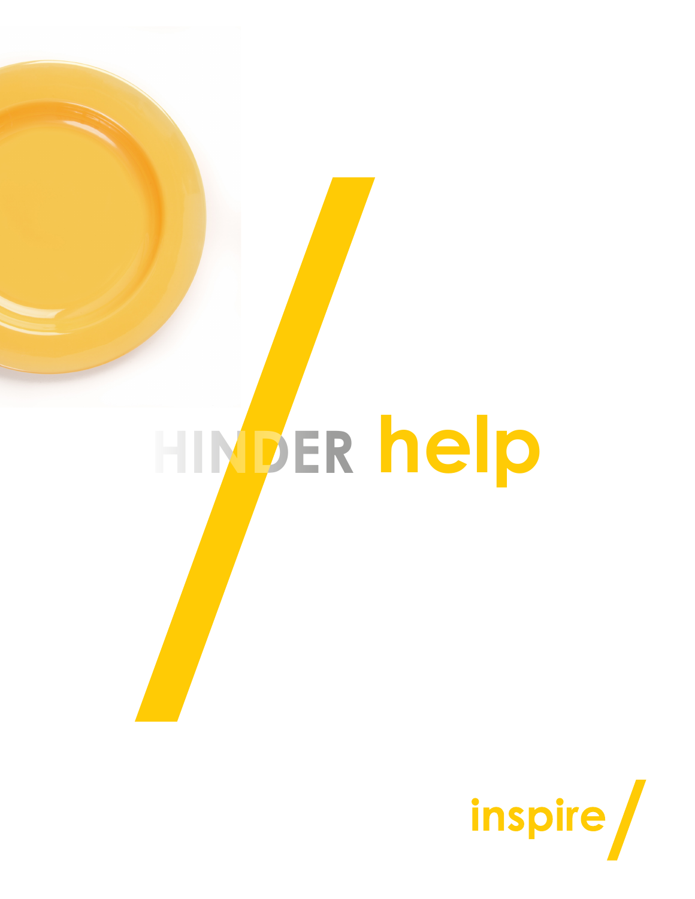# HINDER help

inspire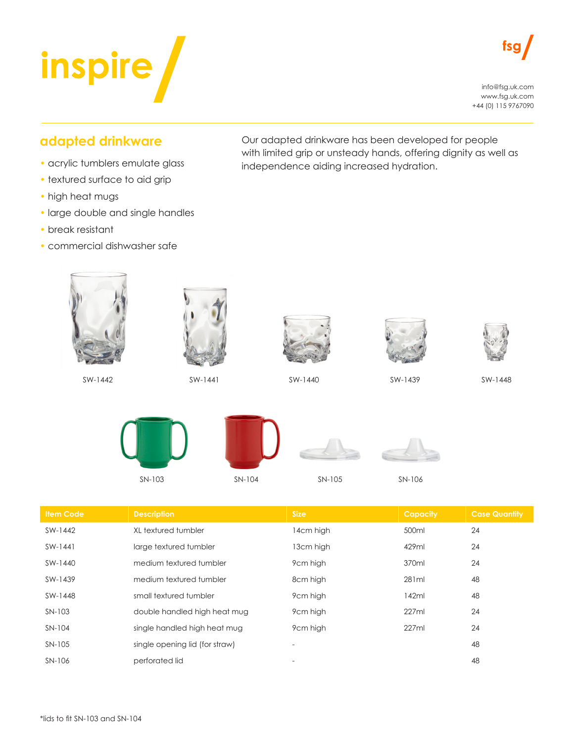# inspire

info@fsg.uk.com
www.fsg.uk.com
+44 (0) 115 9767090

## adapted drinkware

- acrylic tumblers emulate glass
- textured surface to aid grip
- high heat mugs
- large double and single handles
- break resistant
- commercial dishwasher safe

Our adapted drinkware has been developed for people with limited grip or unsteady hands, offering dignity as well as independence aiding increased hydration.

SW-1442 SW-1441 SW-1440 SW-1439 SW-1448

SN-103 SN-104 SN-105 SN-106

| Item Code | Description | Size | Capacity | Case Quantity |
|---|---|---|---|---|
| SW-1442 | XL textured tumbler | 14cm high | 500ml | 24 |
| SW-1441 | large textured tumbler | 13cm high | 429ml | 24 |
| SW-1440 | medium textured tumbler | 9cm high | 370ml | 24 |
| SW-1439 | medium textured tumbler | 8cm high | 281ml | 48 |
| SW-1448 | small textured tumbler | 9cm high | 142ml | 48 |
| SN-103 | double handled high heat mug | 9cm high | 227ml | 24 |
| SN-104 | single handled high heat mug | 9cm high | 227ml | 24 |
| SN-105 | single opening lid (for straw) | - | | 48 |
| SN-106 | perforated lid | - | | 48 |

*lids to fit SN-103 and SN-104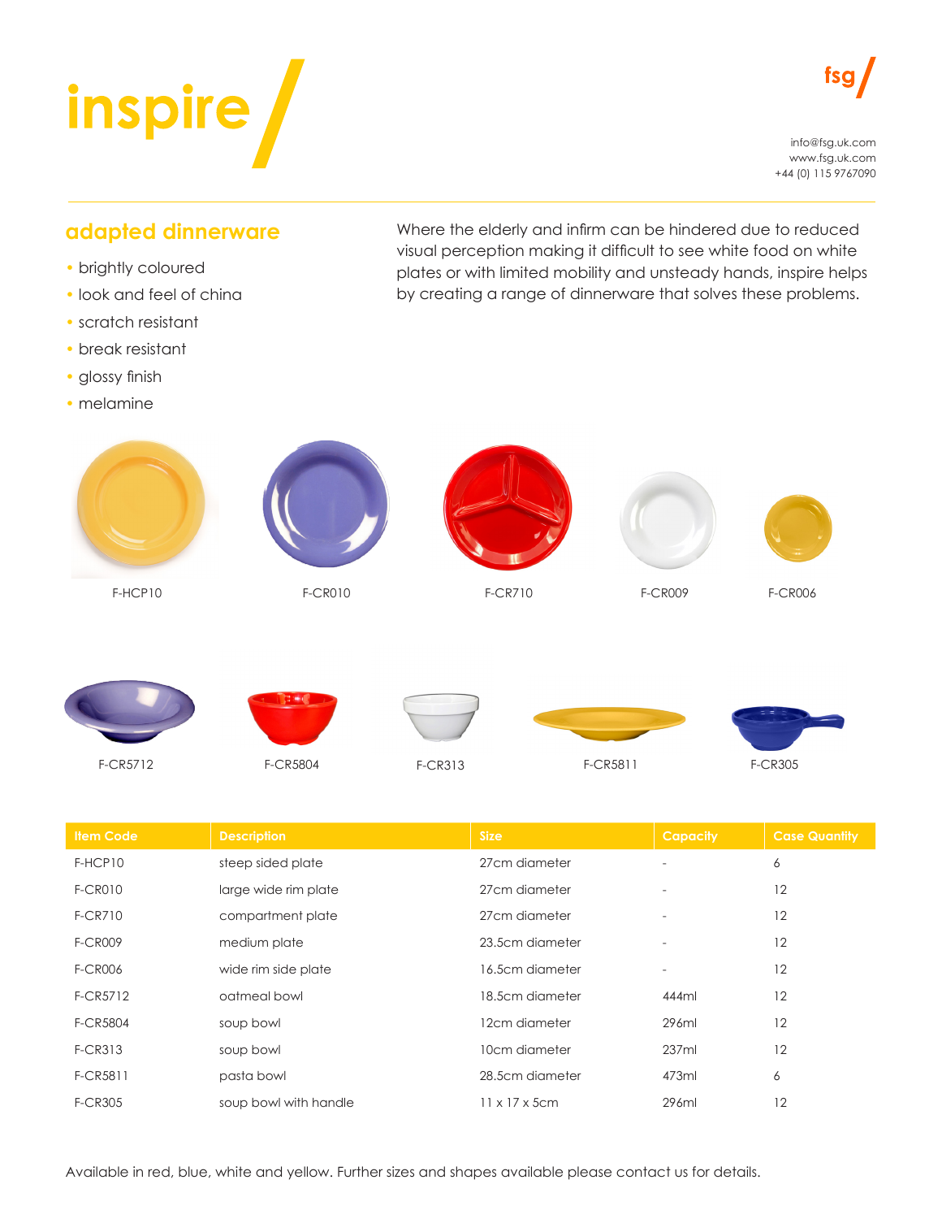# inspire

fsg

info@fsg.uk.com
www.fsg.uk.com
+44 (0) 115 9767090

## adapted dinnerware

- brightly coloured
- look and feel of china
- scratch resistant
- break resistant
- glossy finish
- melamine

Where the elderly and infirm can be hindered due to reduced visual perception making it difficult to see white food on white plates or with limited mobility and unsteady hands, inspire helps by creating a range of dinnerware that solves these problems.

F-HCP10 F-CR010 F-CR710 F-CR009 F-CR006

F-CR5712 F-CR5804 F-CR313 F-CR5811 F-CR305

| Item Code | Description | Size | Capacity | Case Quantity |
|---|---|---|---|---|
| F-HCP10 | steep sided plate | 27cm diameter | - | 6 |
| F-CR010 | large wide rim plate | 27cm diameter | - | 12 |
| F-CR710 | compartment plate | 27cm diameter | - | 12 |
| F-CR009 | medium plate | 23.5cm diameter | - | 12 |
| F-CR006 | wide rim side plate | 16.5cm diameter | - | 12 |
| F-CR5712 | oatmeal bowl | 18.5cm diameter | 444ml | 12 |
| F-CR5804 | soup bowl | 12cm diameter | 296ml | 12 |
| F-CR313 | soup bowl | 10cm diameter | 237ml | 12 |
| F-CR5811 | pasta bowl | 28.5cm diameter | 473ml | 6 |
| F-CR305 | soup bowl with handle | 11 x 17 x 5cm | 296ml | 12 |

Available in red, blue, white and yellow. Further sizes and shapes available please contact us for details.